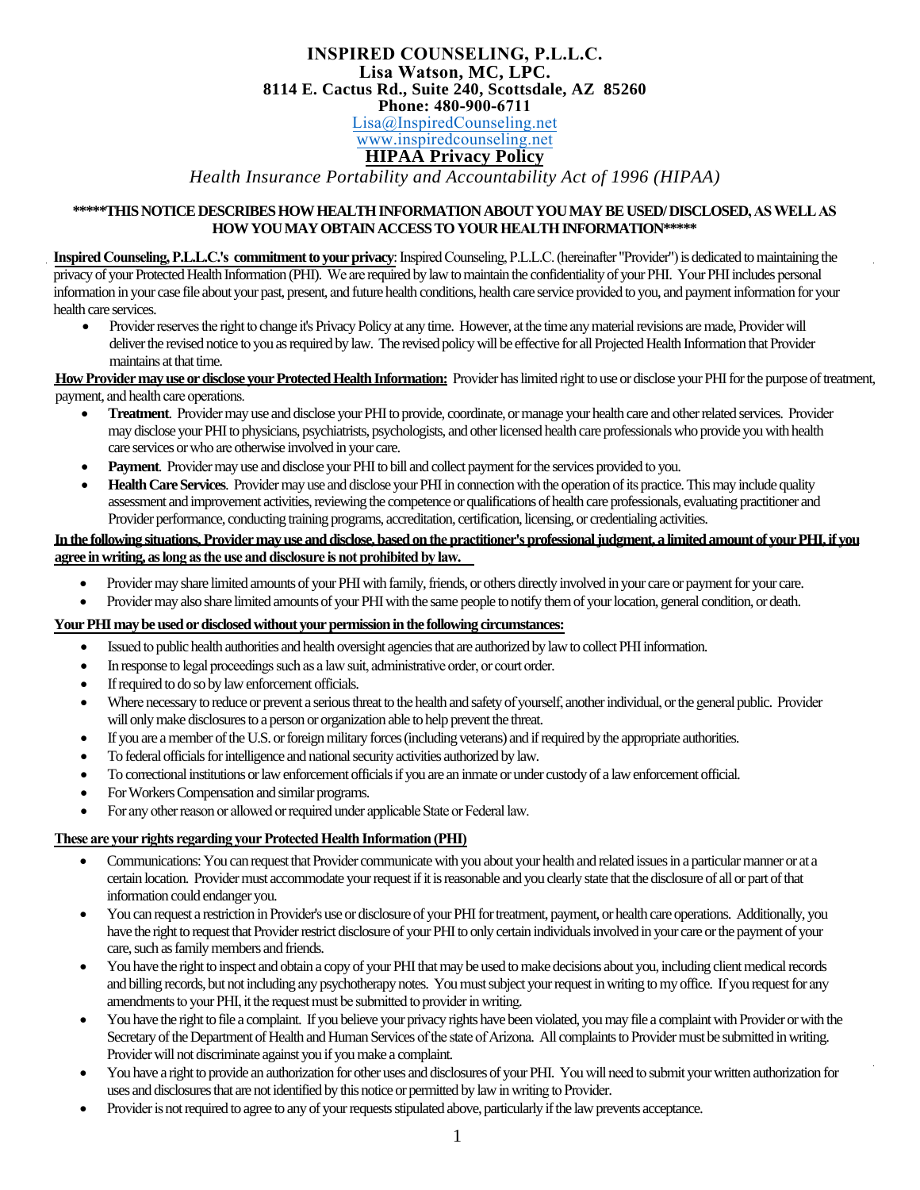**INSPIRED COUNSELING, P.L.L.C.**
**Lisa Watson, MC, LPC.**
**8114 E. Cactus Rd., Suite 240, Scottsdale, AZ 85260**
**Phone: 480-900-6711**
Lisa@InspiredCounseling.net
www.inspiredcounseling.net

# HIPAA Privacy Policy

*Health Insurance Portability and Accountability Act of 1996 (HIPAA)*

**\*\*\*\*\*THIS NOTICE DESCRIBES HOW HEALTH INFORMATION ABOUT YOU MAY BE USED/ DISCLOSED, AS WELL AS HOW YOU MAY OBTAIN ACCESS TO YOUR HEALTH INFORMATION\*\*\*\*\***

**Inspired Counseling, P.L.L.C.'s commitment to your privacy**: Inspired Counseling, P.L.L.C. (hereinafter "Provider") is dedicated to maintaining the privacy of your Protected Health Information (PHI). We are required by law to maintain the confidentiality of your PHI. Your PHI includes personal information in your case file about your past, present, and future health conditions, health care service provided to you, and payment information for your health care services.

- Provider reserves the right to change it's Privacy Policy at any time. However, at the time any material revisions are made, Provider will deliver the revised notice to you as required by law. The revised policy will be effective for all Projected Health Information that Provider maintains at that time.

**How Provider may use or disclose your Protected Health Information:** Provider has limited right to use or disclose your PHI for the purpose of treatment, payment, and health care operations.

- **Treatment**. Provider may use and disclose your PHI to provide, coordinate, or manage your health care and other related services. Provider may disclose your PHI to physicians, psychiatrists, psychologists, and other licensed health care professionals who provide you with health care services or who are otherwise involved in your care.
- **Payment**. Provider may use and disclose your PHI to bill and collect payment for the services provided to you.
- **Health Care Services**. Provider may use and disclose your PHI in connection with the operation of its practice. This may include quality assessment and improvement activities, reviewing the competence or qualifications of health care professionals, evaluating practitioner and Provider performance, conducting training programs, accreditation, certification, licensing, or credentialing activities.

**In the following situations, Provider may use and disclose, based on the practitioner's professional judgment, a limited amount of your PHI, if you agree in writing, as long as the use and disclosure is not prohibited by law.**

- Provider may share limited amounts of your PHI with family, friends, or others directly involved in your care or payment for your care.
- Provider may also share limited amounts of your PHI with the same people to notify them of your location, general condition, or death.

**Your PHI may be used or disclosed without your permission in the following circumstances:**

- Issued to public health authorities and health oversight agencies that are authorized by law to collect PHI information.
- In response to legal proceedings such as a law suit, administrative order, or court order.
- If required to do so by law enforcement officials.
- Where necessary to reduce or prevent a serious threat to the health and safety of yourself, another individual, or the general public. Provider will only make disclosures to a person or organization able to help prevent the threat.
- If you are a member of the U.S. or foreign military forces (including veterans) and if required by the appropriate authorities.
- To federal officials for intelligence and national security activities authorized by law.
- To correctional institutions or law enforcement officials if you are an inmate or under custody of a law enforcement official.
- For Workers Compensation and similar programs.
- For any other reason or allowed or required under applicable State or Federal law.

**These are your rights regarding your Protected Health Information (PHI)**

- Communications: You can request that Provider communicate with you about your health and related issues in a particular manner or at a certain location. Provider must accommodate your request if it is reasonable and you clearly state that the disclosure of all or part of that information could endanger you.
- You can request a restriction in Provider's use or disclosure of your PHI for treatment, payment, or health care operations. Additionally, you have the right to request that Provider restrict disclosure of your PHI to only certain individuals involved in your care or the payment of your care, such as family members and friends.
- You have the right to inspect and obtain a copy of your PHI that may be used to make decisions about you, including client medical records and billing records, but not including any psychotherapy notes. You must subject your request in writing to my office. If you request for any amendments to your PHI, it the request must be submitted to provider in writing.
- You have the right to file a complaint. If you believe your privacy rights have been violated, you may file a complaint with Provider or with the Secretary of the Department of Health and Human Services of the state of Arizona. All complaints to Provider must be submitted in writing. Provider will not discriminate against you if you make a complaint.
- You have a right to provide an authorization for other uses and disclosures of your PHI. You will need to submit your written authorization for uses and disclosures that are not identified by this notice or permitted by law in writing to Provider.
- Provider is not required to agree to any of your requests stipulated above, particularly if the law prevents acceptance.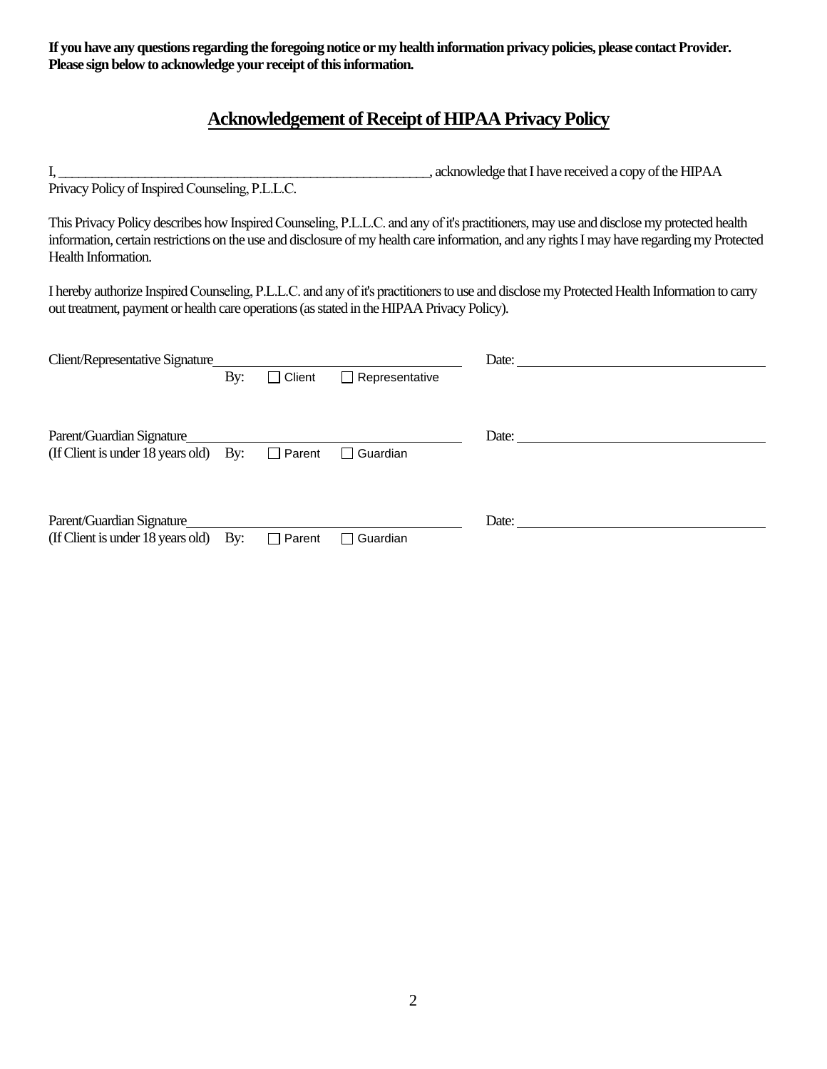**If you have any questions regarding the foregoing notice or my health information privacy policies, please contact Provider. Please sign below to acknowledge your receipt of this information.**

## <u>Acknowledgement of Receipt of HIPAA Privacy Policy</u>

I, ___________________________________________________________, acknowledge that I have received a copy of the HIPAA Privacy Policy of Inspired Counseling, P.L.L.C.

This Privacy Policy describes how Inspired Counseling, P.L.L.C. and any of it's practitioners, may use and disclose my protected health information, certain restrictions on the use and disclosure of my health care information, and any rights I may have regarding my Protected Health Information.

I hereby authorize Inspired Counseling, P.L.L.C. and any of it's practitioners to use and disclose my Protected Health Information to carry out treatment, payment or health care operations (as stated in the HIPAA Privacy Policy).

Client/Representative Signature________________________________ Date: ________________________________
By: ☐ Client ☐ Representative

Parent/Guardian Signature________________________________ Date: ________________________________
(If Client is under 18 years old) By: ☐ Parent ☐ Guardian

Parent/Guardian Signature________________________________ Date: ________________________________
(If Client is under 18 years old) By: ☐ Parent ☐ Guardian